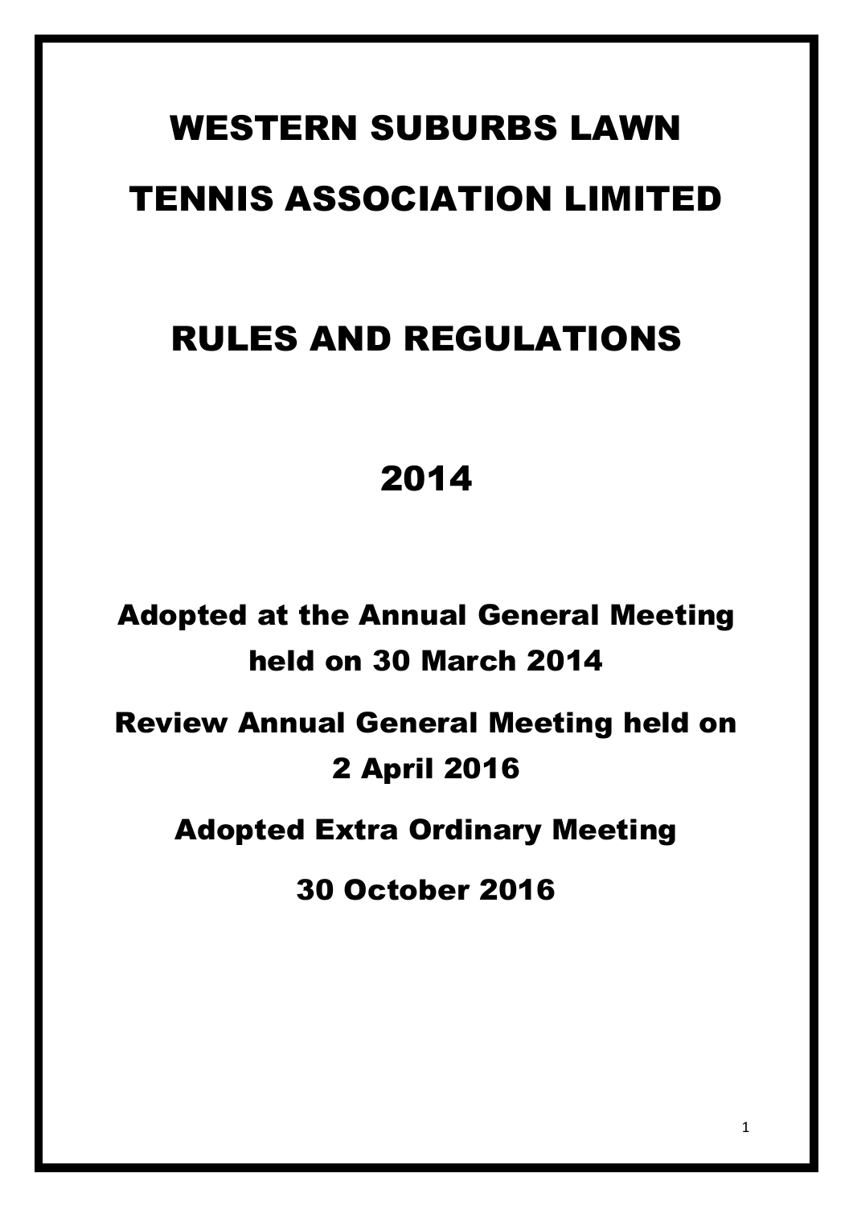# WESTERN SUBURBS LAWN TENNIS ASSOCIATION LIMITED

# RULES AND REGULATIONS

# 2014

## Adopted at the Annual General Meeting held on 30 March 2014

## Review Annual General Meeting held on 2 April 2016

## Adopted Extra Ordinary Meeting

## 30 October 2016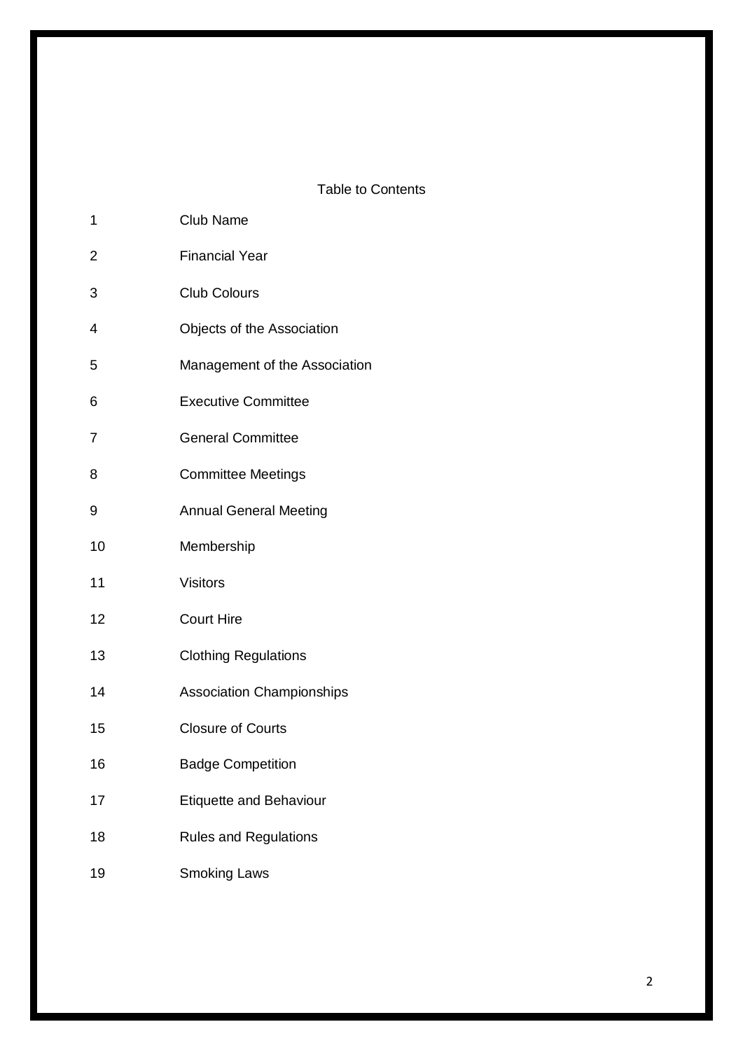# Table to Contents

| | |
|---|---|
| 1 | Club Name |
| 2 | Financial Year |
| 3 | Club Colours |
| 4 | Objects of the Association |
| 5 | Management of the Association |
| 6 | Executive Committee |
| 7 | General Committee |
| 8 | Committee Meetings |
| 9 | Annual General Meeting |
| 10 | Membership |
| 11 | Visitors |
| 12 | Court Hire |
| 13 | Clothing Regulations |
| 14 | Association Championships |
| 15 | Closure of Courts |
| 16 | Badge Competition |
| 17 | Etiquette and Behaviour |
| 18 | Rules and Regulations |
| 19 | Smoking Laws |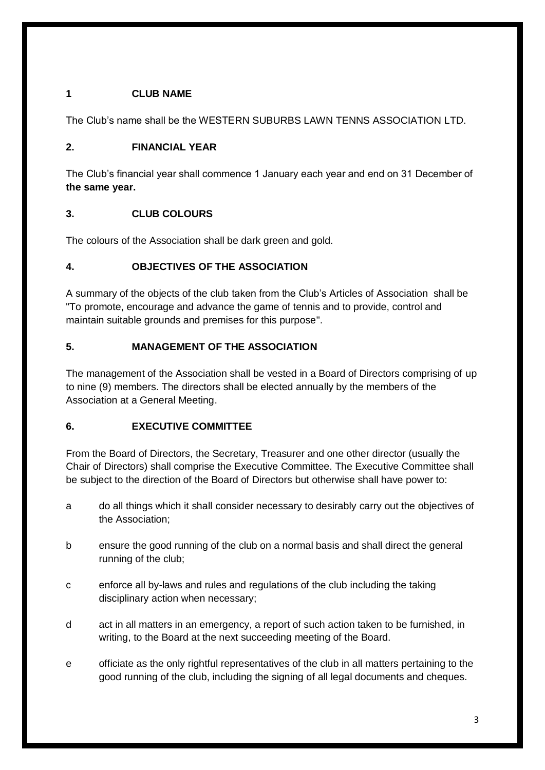## 1 CLUB NAME

The Club's name shall be the WESTERN SUBURBS LAWN TENNS ASSOCIATION LTD.

## 2. FINANCIAL YEAR

The Club's financial year shall commence 1 January each year and end on 31 December of **the same year.**

## 3. CLUB COLOURS

The colours of the Association shall be dark green and gold.

## 4. OBJECTIVES OF THE ASSOCIATION

A summary of the objects of the club taken from the Club's Articles of Association shall be "To promote, encourage and advance the game of tennis and to provide, control and maintain suitable grounds and premises for this purpose".

## 5. MANAGEMENT OF THE ASSOCIATION

The management of the Association shall be vested in a Board of Directors comprising of up to nine (9) members. The directors shall be elected annually by the members of the Association at a General Meeting.

## 6. EXECUTIVE COMMITTEE

From the Board of Directors, the Secretary, Treasurer and one other director (usually the Chair of Directors) shall comprise the Executive Committee. The Executive Committee shall be subject to the direction of the Board of Directors but otherwise shall have power to:

a. do all things which it shall consider necessary to desirably carry out the objectives of the Association;

b. ensure the good running of the club on a normal basis and shall direct the general running of the club;

c. enforce all by-laws and rules and regulations of the club including the taking disciplinary action when necessary;

d. act in all matters in an emergency, a report of such action taken to be furnished, in writing, to the Board at the next succeeding meeting of the Board.

e. officiate as the only rightful representatives of the club in all matters pertaining to the good running of the club, including the signing of all legal documents and cheques.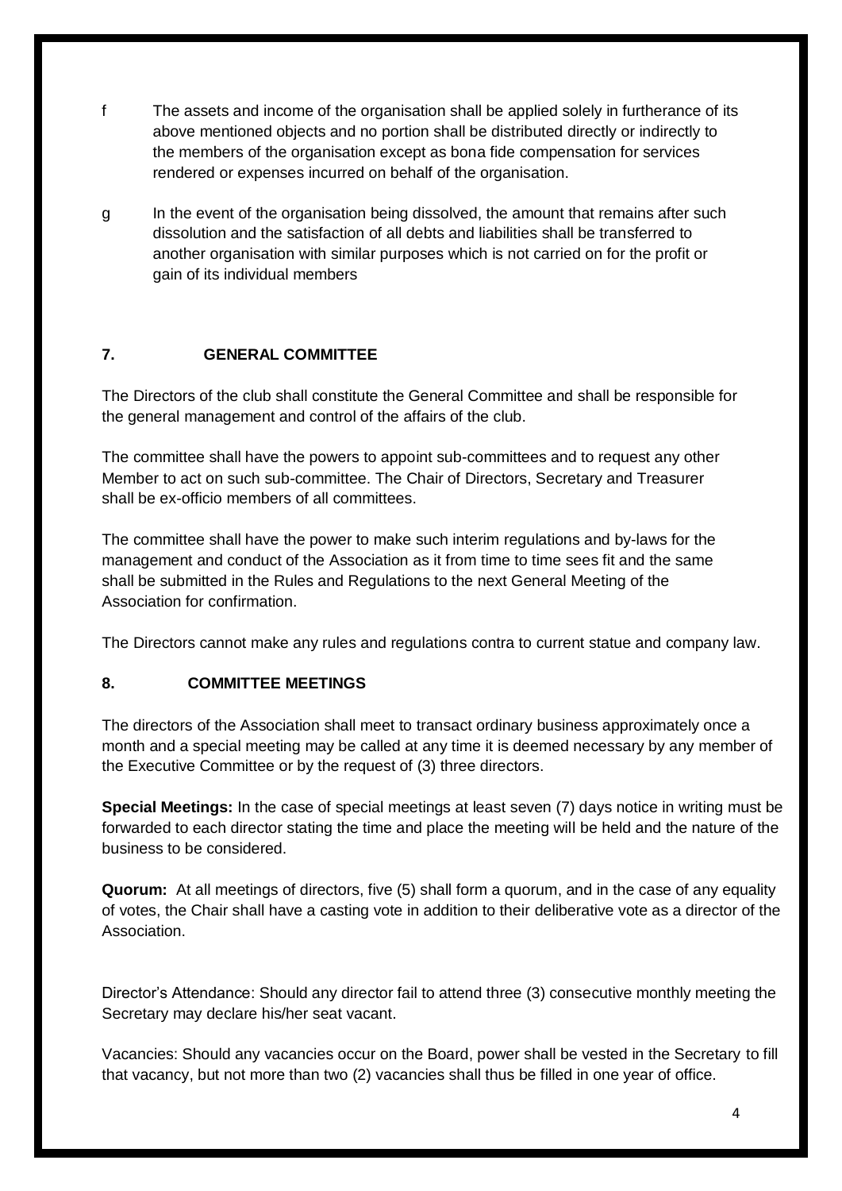f The assets and income of the organisation shall be applied solely in furtherance of its above mentioned objects and no portion shall be distributed directly or indirectly to the members of the organisation except as bona fide compensation for services rendered or expenses incurred on behalf of the organisation.

g In the event of the organisation being dissolved, the amount that remains after such dissolution and the satisfaction of all debts and liabilities shall be transferred to another organisation with similar purposes which is not carried on for the profit or gain of its individual members

## 7. GENERAL COMMITTEE

The Directors of the club shall constitute the General Committee and shall be responsible for the general management and control of the affairs of the club.

The committee shall have the powers to appoint sub-committees and to request any other Member to act on such sub-committee. The Chair of Directors, Secretary and Treasurer shall be ex-officio members of all committees.

The committee shall have the power to make such interim regulations and by-laws for the management and conduct of the Association as it from time to time sees fit and the same shall be submitted in the Rules and Regulations to the next General Meeting of the Association for confirmation.

The Directors cannot make any rules and regulations contra to current statue and company law.

## 8. COMMITTEE MEETINGS

The directors of the Association shall meet to transact ordinary business approximately once a month and a special meeting may be called at any time it is deemed necessary by any member of the Executive Committee or by the request of (3) three directors.

**Special Meetings:** In the case of special meetings at least seven (7) days notice in writing must be forwarded to each director stating the time and place the meeting will be held and the nature of the business to be considered.

**Quorum:** At all meetings of directors, five (5) shall form a quorum, and in the case of any equality of votes, the Chair shall have a casting vote in addition to their deliberative vote as a director of the Association.

Director's Attendance: Should any director fail to attend three (3) consecutive monthly meeting the Secretary may declare his/her seat vacant.

Vacancies: Should any vacancies occur on the Board, power shall be vested in the Secretary to fill that vacancy, but not more than two (2) vacancies shall thus be filled in one year of office.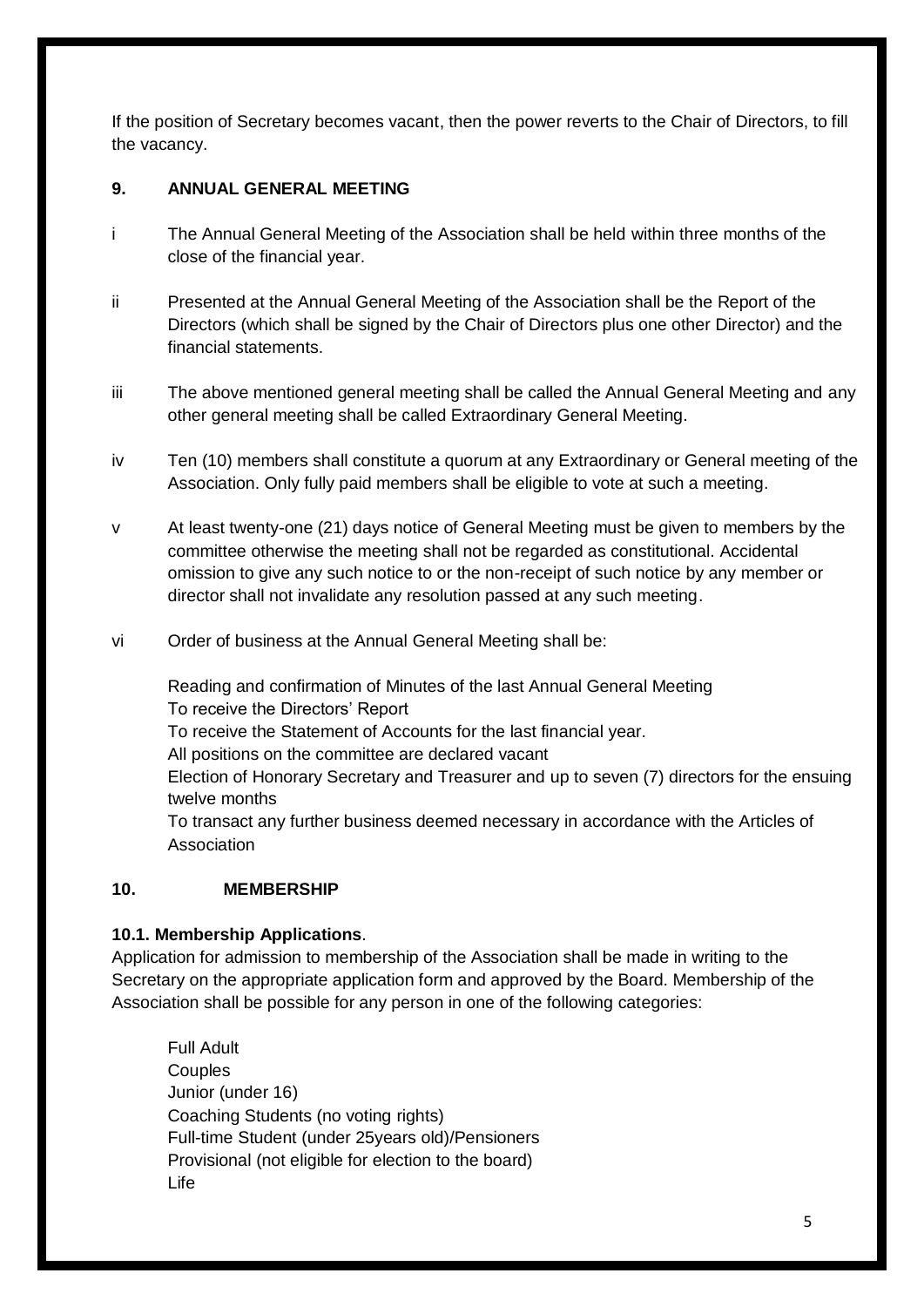If the position of Secretary becomes vacant, then the power reverts to the Chair of Directors, to fill the vacancy.

## 9. ANNUAL GENERAL MEETING

i The Annual General Meeting of the Association shall be held within three months of the close of the financial year.

ii Presented at the Annual General Meeting of the Association shall be the Report of the Directors (which shall be signed by the Chair of Directors plus one other Director) and the financial statements.

iii The above mentioned general meeting shall be called the Annual General Meeting and any other general meeting shall be called Extraordinary General Meeting.

iv Ten (10) members shall constitute a quorum at any Extraordinary or General meeting of the Association. Only fully paid members shall be eligible to vote at such a meeting.

v At least twenty-one (21) days notice of General Meeting must be given to members by the committee otherwise the meeting shall not be regarded as constitutional. Accidental omission to give any such notice to or the non-receipt of such notice by any member or director shall not invalidate any resolution passed at any such meeting.

vi Order of business at the Annual General Meeting shall be:

Reading and confirmation of Minutes of the last Annual General Meeting
To receive the Directors' Report
To receive the Statement of Accounts for the last financial year.
All positions on the committee are declared vacant
Election of Honorary Secretary and Treasurer and up to seven (7) directors for the ensuing twelve months
To transact any further business deemed necessary in accordance with the Articles of Association

## 10. MEMBERSHIP

### 10.1. Membership Applications.

Application for admission to membership of the Association shall be made in writing to the Secretary on the appropriate application form and approved by the Board. Membership of the Association shall be possible for any person in one of the following categories:

Full Adult
Couples
Junior (under 16)
Coaching Students (no voting rights)
Full-time Student (under 25years old)/Pensioners
Provisional (not eligible for election to the board)
Life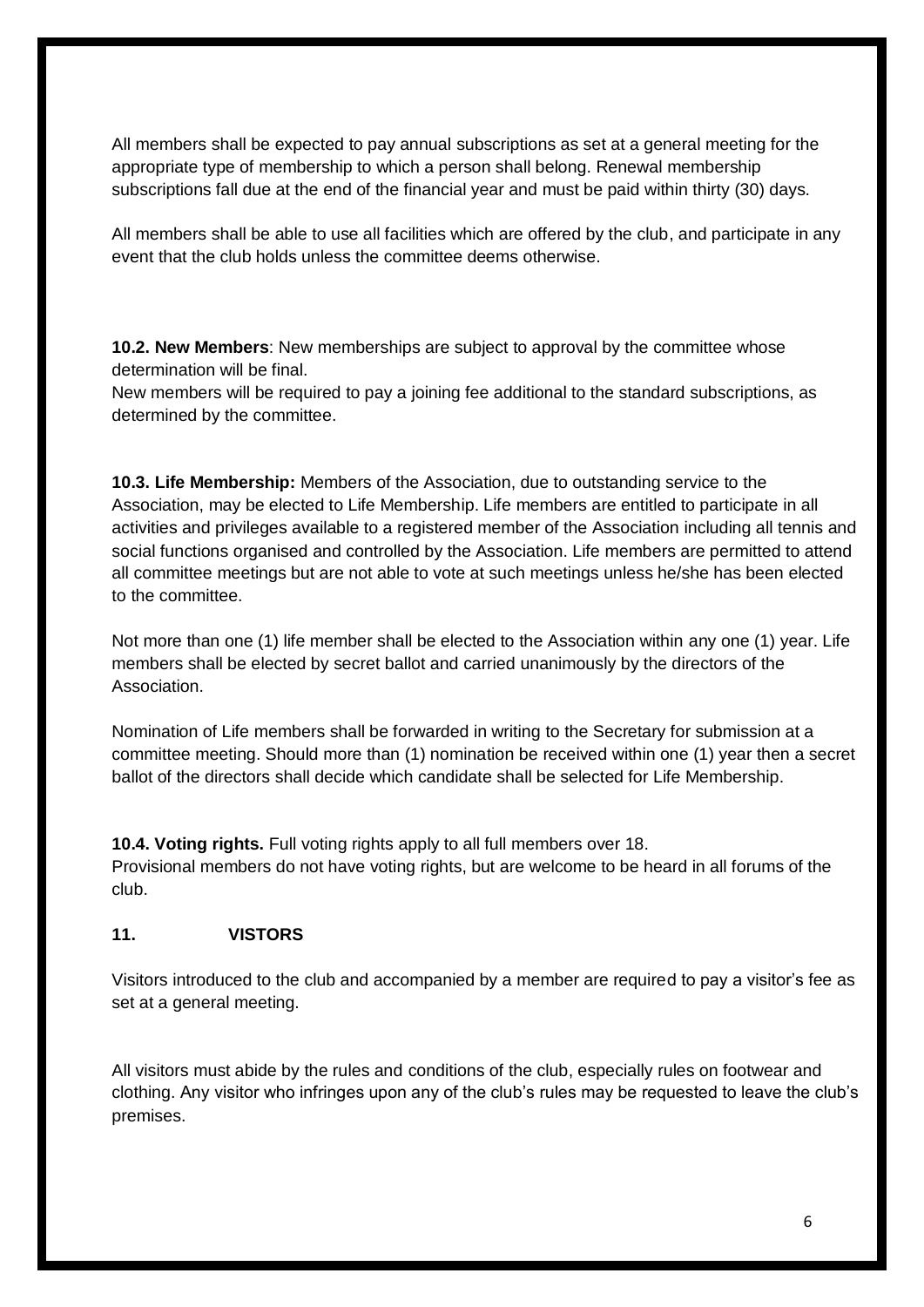All members shall be expected to pay annual subscriptions as set at a general meeting for the appropriate type of membership to which a person shall belong. Renewal membership subscriptions fall due at the end of the financial year and must be paid within thirty (30) days.

All members shall be able to use all facilities which are offered by the club, and participate in any event that the club holds unless the committee deems otherwise.

**10.2. New Members**: New memberships are subject to approval by the committee whose determination will be final.
New members will be required to pay a joining fee additional to the standard subscriptions, as determined by the committee.

**10.3. Life Membership:** Members of the Association, due to outstanding service to the Association, may be elected to Life Membership. Life members are entitled to participate in all activities and privileges available to a registered member of the Association including all tennis and social functions organised and controlled by the Association. Life members are permitted to attend all committee meetings but are not able to vote at such meetings unless he/she has been elected to the committee.

Not more than one (1) life member shall be elected to the Association within any one (1) year. Life members shall be elected by secret ballot and carried unanimously by the directors of the Association.

Nomination of Life members shall be forwarded in writing to the Secretary for submission at a committee meeting. Should more than (1) nomination be received within one (1) year then a secret ballot of the directors shall decide which candidate shall be selected for Life Membership.

**10.4. Voting rights.** Full voting rights apply to all full members over 18.
Provisional members do not have voting rights, but are welcome to be heard in all forums of the club.

## 11. VISTORS

Visitors introduced to the club and accompanied by a member are required to pay a visitor's fee as set at a general meeting.

All visitors must abide by the rules and conditions of the club, especially rules on footwear and clothing. Any visitor who infringes upon any of the club's rules may be requested to leave the club's premises.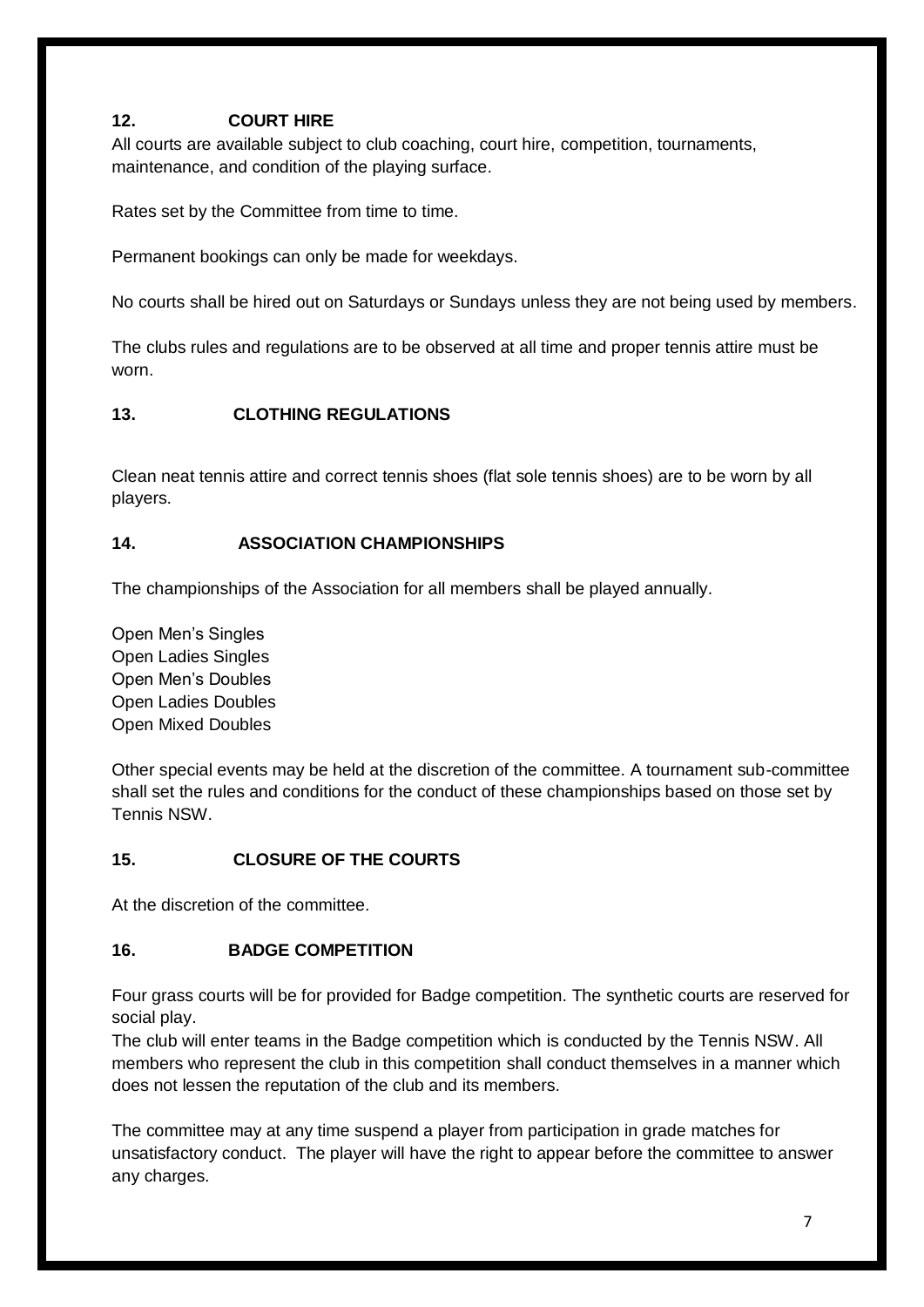## 12. COURT HIRE

All courts are available subject to club coaching, court hire, competition, tournaments, maintenance, and condition of the playing surface.

Rates set by the Committee from time to time.

Permanent bookings can only be made for weekdays.

No courts shall be hired out on Saturdays or Sundays unless they are not being used by members.

The clubs rules and regulations are to be observed at all time and proper tennis attire must be worn.

## 13. CLOTHING REGULATIONS

Clean neat tennis attire and correct tennis shoes (flat sole tennis shoes) are to be worn by all players.

## 14. ASSOCIATION CHAMPIONSHIPS

The championships of the Association for all members shall be played annually.

Open Men's Singles
Open Ladies Singles
Open Men's Doubles
Open Ladies Doubles
Open Mixed Doubles

Other special events may be held at the discretion of the committee. A tournament sub-committee shall set the rules and conditions for the conduct of these championships based on those set by Tennis NSW.

## 15. CLOSURE OF THE COURTS

At the discretion of the committee.

## 16. BADGE COMPETITION

Four grass courts will be for provided for Badge competition. The synthetic courts are reserved for social play.
The club will enter teams in the Badge competition which is conducted by the Tennis NSW. All members who represent the club in this competition shall conduct themselves in a manner which does not lessen the reputation of the club and its members.

The committee may at any time suspend a player from participation in grade matches for unsatisfactory conduct. The player will have the right to appear before the committee to answer any charges.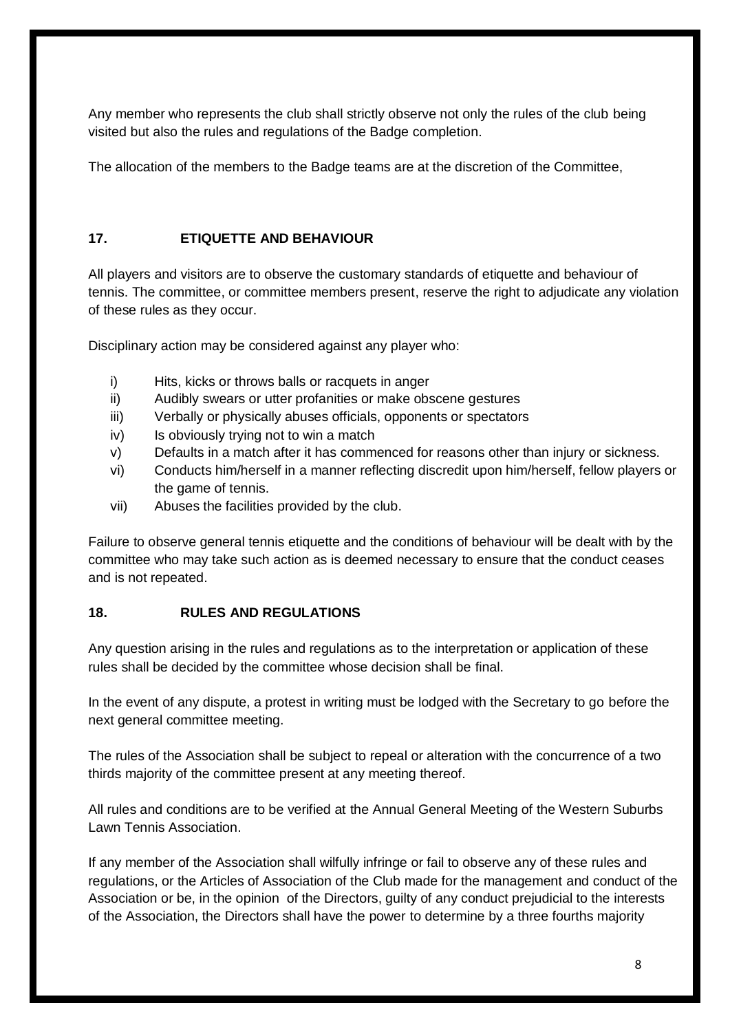Any member who represents the club shall strictly observe not only the rules of the club being visited but also the rules and regulations of the Badge completion.

The allocation of the members to the Badge teams are at the discretion of the Committee,

## 17. ETIQUETTE AND BEHAVIOUR

All players and visitors are to observe the customary standards of etiquette and behaviour of tennis. The committee, or committee members present, reserve the right to adjudicate any violation of these rules as they occur.

Disciplinary action may be considered against any player who:

i) Hits, kicks or throws balls or racquets in anger
ii) Audibly swears or utter profanities or make obscene gestures
iii) Verbally or physically abuses officials, opponents or spectators
iv) Is obviously trying not to win a match
v) Defaults in a match after it has commenced for reasons other than injury or sickness.
vi) Conducts him/herself in a manner reflecting discredit upon him/herself, fellow players or the game of tennis.
vii) Abuses the facilities provided by the club.

Failure to observe general tennis etiquette and the conditions of behaviour will be dealt with by the committee who may take such action as is deemed necessary to ensure that the conduct ceases and is not repeated.

## 18. RULES AND REGULATIONS

Any question arising in the rules and regulations as to the interpretation or application of these rules shall be decided by the committee whose decision shall be final.

In the event of any dispute, a protest in writing must be lodged with the Secretary to go before the next general committee meeting.

The rules of the Association shall be subject to repeal or alteration with the concurrence of a two thirds majority of the committee present at any meeting thereof.

All rules and conditions are to be verified at the Annual General Meeting of the Western Suburbs Lawn Tennis Association.

If any member of the Association shall wilfully infringe or fail to observe any of these rules and regulations, or the Articles of Association of the Club made for the management and conduct of the Association or be, in the opinion of the Directors, guilty of any conduct prejudicial to the interests of the Association, the Directors shall have the power to determine by a three fourths majority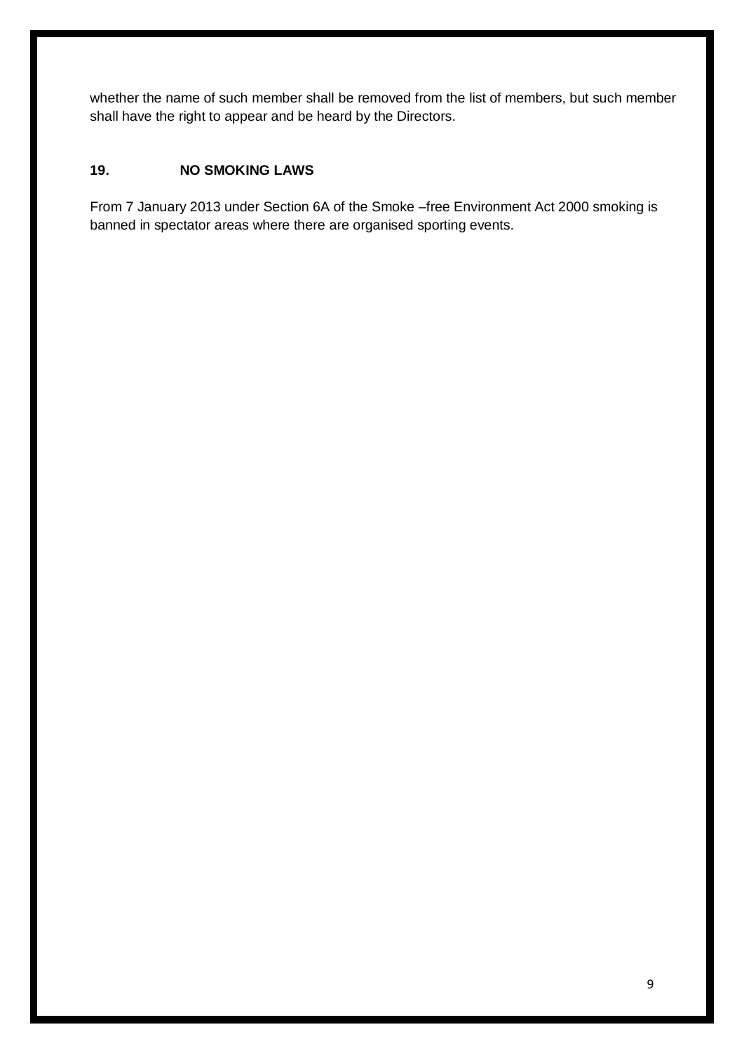whether the name of such member shall be removed from the list of members, but such member shall have the right to appear and be heard by the Directors.

## 19. NO SMOKING LAWS

From 7 January 2013 under Section 6A of the Smoke –free Environment Act 2000 smoking is banned in spectator areas where there are organised sporting events.